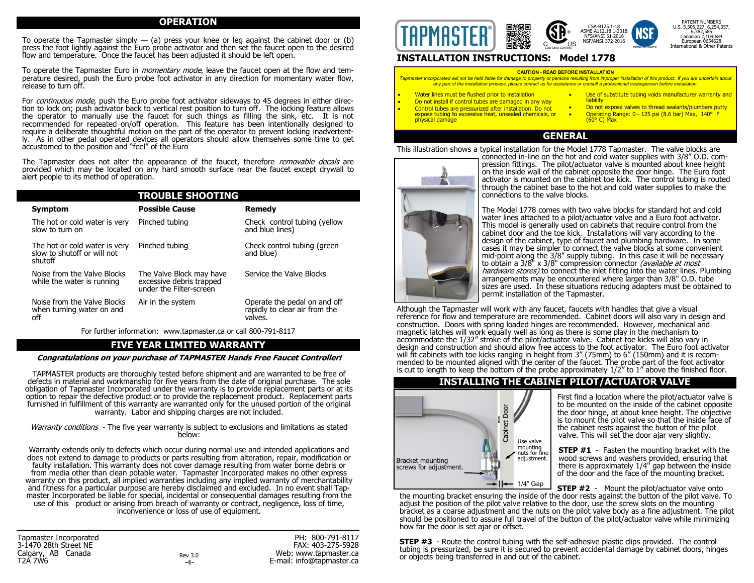## OPERATION

To operate the Tapmaster simply — (a) press your knee or leg against the cabinet door or (b) press the foot lightly against the Euro probe activator and then set the faucet open to the desired flow and temperature. Once the faucet has been adjusted it should be left open.

To operate the Tapmaster Euro in *momentary mode*, leave the faucet open at the flow and temperature desired, push the Euro probe foot activator in any direction for momentary water flow, release to turn off.

For *continuous mode*, push the Euro probe foot activator sideways to 45 degrees in either direction to lock on; push activator back to vertical rest position to turn off. The locking feature allows the operator to manually use the faucet for such things as filling the sink, etc. It is not recommended for repeated on/off operation. This feature has been intentionally designed to require a deliberate thoughtful motion on the part of the operator to prevent locking inadvertently. As in other pedal operated devices all operators should allow themselves some time to get accustomed to the position and "feel" of the Euro

The Tapmaster does not alter the appearance of the faucet, therefore *removable decals* are provided which may be located on any hard smooth surface near the faucet except drywall to alert people to its method of operation.

## TROUBLE SHOOTING

| Symptom | Possible Cause | Remedy |
|---|---|---|
| The hot or cold water is very slow to turn on | Pinched tubing | Check control tubing (yellow and blue lines) |
| The hot or cold water is very slow to shutoff or will not shutoff | Pinched tubing | Check control tubing (green and blue) |
| Noise from the Valve Blocks while the water is running | The Valve Block may have excessive debris trapped under the Filter-screen | Service the Valve Blocks |
| Noise from the Valve Blocks when turning water on and off | Air in the system | Operate the pedal on and off rapidly to clear air from the valves. |

For further information: www.tapmaster.ca or call 800-791-8117

## FIVE YEAR LIMITED WARRANTY

***Congratulations on your purchase of TAPMASTER Hands Free Faucet Controller!***

TAPMASTER products are thoroughly tested before shipment and are warranted to be free of defects in material and workmanship for five years from the date of original purchase. The sole obligation of Tapmaster Incorporated under the warranty is to provide replacement parts or at its option to repair the defective product or to provide the replacement product. Replacement parts furnished in fulfillment of this warranty are warranted only for the unused portion of the original warranty. Labor and shipping charges are not included.

*Warranty conditions* - The five year warranty is subject to exclusions and limitations as stated below:

Warranty extends only to defects which occur during normal use and intended applications and does not extend to damage to products or parts resulting from alteration, repair, modification or faulty installation. This warranty does not cover damage resulting from water borne debris or from media other than clean potable water. Tapmaster Incorporated makes no other express warranty on this product, all implied warranties including any implied warranty of merchantability and fitness for a particular purpose are hereby disclaimed and excluded. In no event shall Tapmaster Incorporated be liable for special, incidental or consequential damages resulting from the use of this product or arising from breach of warranty or contract, negligence, loss of time, inconvenience or loss of use of equipment.

Tapmaster Incorporated
3-1470 28th Street NE
Calgary, AB Canada
T2A 7W6

Rev 3.0

PH: 800-791-8117
FAX: 403-275-5928
Web: www.tapmaster.ca
E-mail: info@tapmaster.ca

TAPMASTER®

CSA-B125.1-18
ASME A112.18.1-2018
NFS/ANSI 61-2016
NSF/ANSI 372-2016

PATENT NUMBERS
U.S. 5,505,227, 6,254,057, 6,382,585
Canadian 2,109,684
European 0654628
International & Other Patents

# INSTALLATION INSTRUCTIONS: Model 1778

**CAUTION - READ BEFORE INSTALLATION**

*Tapmaster Incorporated will not be held liable for damage to property or persons resulting from improper installation of this product. If you are uncertain about any part of the installation process, please contact us for assistance or consult a professional tradesperson before installation.*

- Water lines must be flushed prior to installation
- Do not install if control tubes are damaged in any way
- Control tubes are pressurized after installation. Do not expose tubing to excessive heat, unsealed chemicals, or physical damage
- Use of substitute tubing voids manufacturer warranty and liability
- Do not expose valves to thread sealants/plumbers putty
- Operating Range: 0 - 125 psi (8.6 bar) Max, 140° F (60° C) Max

## GENERAL

This illustration shows a typical installation for the Model 1778 Tapmaster. The valve blocks are connected in-line on the hot and cold water supplies with 3/8" O.D. compression fittings. The pilot/actuator valve is mounted about knee height on the inside wall of the cabinet opposite the door hinge. The Euro foot activator is mounted on the cabinet toe kick. The control tubing is routed through the cabinet base to the hot and cold water supplies to make the connections to the valve blocks.

The Model 1778 comes with two valve blocks for standard hot and cold water lines attached to a pilot/actuator valve and a Euro foot activator. This model is generally used on cabinets that require control from the cabinet door and the toe kick. Installations will vary according to the design of the cabinet, type of faucet and plumbing hardware. In some cases it may be simpler to connect the valve blocks at some convenient mid-point along the 3/8" supply tubing. In this case it will be necessary to obtain a 3/8" x 3/8" compression connector *(available at most hardware stores)* to connect the inlet fitting into the water lines. Plumbing arrangements may be encountered where larger than 3/8" O.D. tube sizes are used. In these situations reducing adapters must be obtained to permit installation of the Tapmaster.

Although the Tapmaster will work with any faucet, faucets with handles that give a visual reference for flow and temperature are recommended. Cabinet doors will also vary in design and construction. Doors with spring loaded hinges are recommended. However, mechanical and magnetic latches will work equally well as long as there is some play in the mechanism to accommodate the 1/32" stroke of the pilot/actuator valve. Cabinet toe kicks will also vary in design and construction and should allow free access to the foot activator. The Euro foot activator will fit cabinets with toe kicks ranging in height from 3" (75mm) to 6" (150mm) and it is recommended to be mounted aligned with the center of the faucet. The probe part of the foot activator is cut to length to keep the bottom of the probe approximately 1/2" to 1" above the finished floor.

## INSTALLING THE CABINET PILOT/ACTUATOR VALVE

Cabinet Door

Use valve mounting nuts for fine adjustment.

Bracket mounting screws for adjustment.

1/4" Gap

First find a location where the pilot/actuator valve is to be mounted on the inside of the cabinet opposite the door hinge, at about knee height. The objective is to mount the pilot valve so that the inside face of the cabinet rests against the button of the pilot valve. This will set the door ajar <u>very slightly.</u>

**STEP #1** - Fasten the mounting bracket with the wood screws and washers provided, ensuring that there is approximately 1/4" gap between the inside of the door and the face of the mounting bracket.

**STEP #2** - Mount the pilot/actuator valve onto the mounting bracket ensuring the inside of the door rests against the button of the pilot valve. To adjust the position of the pilot valve relative to the door, use the screw slots on the mounting bracket as a coarse adjustment and the nuts on the pilot valve body as a fine adjustment. The pilot should be positioned to assure full travel of the button of the pilot/actuator valve while minimizing how far the door is set ajar or offset.

**STEP #3** - Route the control tubing with the self-adhesive plastic clips provided. The control tubing is pressurized, be sure it is secured to prevent accidental damage by cabinet doors, hinges or objects being transferred in and out of the cabinet.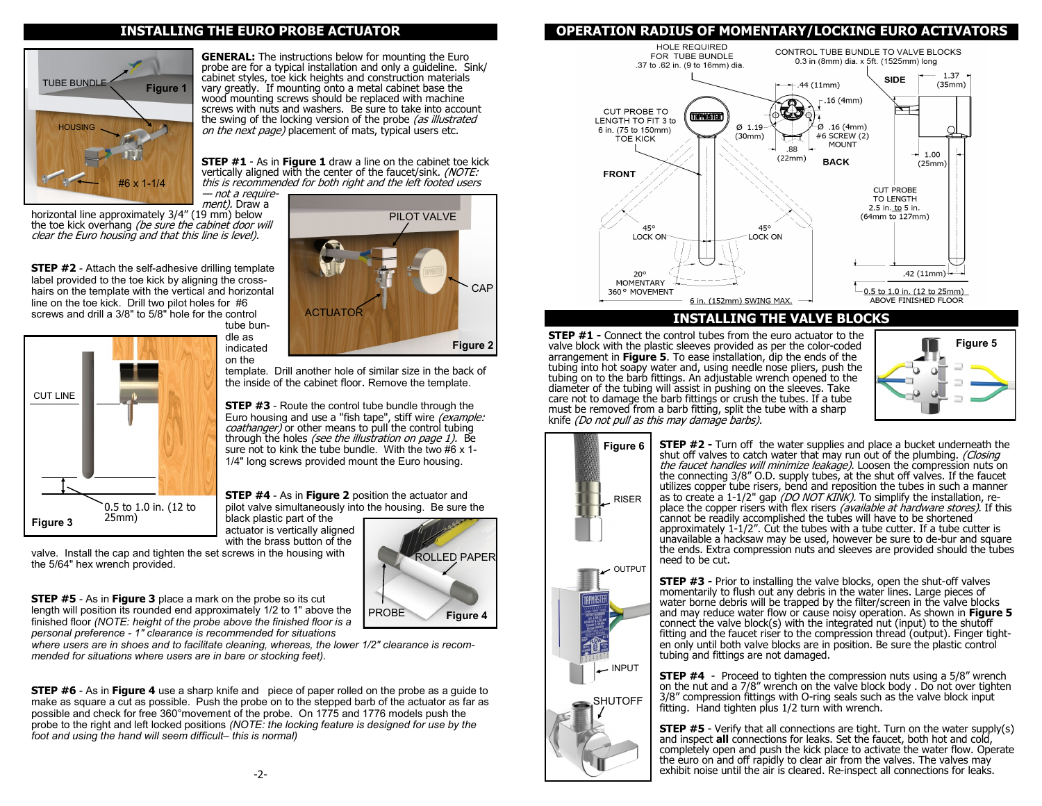## INSTALLING THE EURO PROBE ACTUATOR

**GENERAL:** The instructions below for mounting the Euro probe are for a typical installation and only a guideline. Sink/cabinet styles, toe kick heights and construction materials vary greatly. If mounting onto a metal cabinet base the wood mounting screws should be replaced with machine screws with nuts and washers. Be sure to take into account the swing of the locking version of the probe *(as illustrated on the next page)* placement of mats, typical users etc.

TUBE BUNDLE

HOUSING

#6 x 1-1/4

Figure 1

**STEP #1** - As in **Figure 1** draw a line on the cabinet toe kick vertically aligned with the center of the faucet/sink. *(NOTE: this is recommended for both right and the left footed users — not a requirement).* Draw a horizontal line approximately 3/4" (19 mm) below the toe kick overhang *(be sure the cabinet door will clear the Euro housing and that this line is level).*

**STEP #2** - Attach the self-adhesive drilling template label provided to the toe kick by aligning the cross-hairs on the template with the vertical and horizontal line on the toe kick. Drill two pilot holes for #6 screws and drill a 3/8" to 5/8" hole for the control tube bundle as indicated on the template. Drill another hole of similar size in the back of the inside of the cabinet floor. Remove the template.

PILOT VALVE

CAP

ACTUATOR

Figure 2

CUT LINE

0.5 to 1.0 in. (12 to 25mm)

Figure 3

**STEP #3** - Route the control tube bundle through the Euro housing and use a "fish tape", stiff wire *(example: coathanger)* or other means to pull the control tubing through the holes *(see the illustration on page 1).* Be sure not to kink the tube bundle. With the two #6 x 1-1/4" long screws provided mount the Euro housing.

**STEP #4** - As in **Figure 2** position the actuator and pilot valve simultaneously into the housing. Be sure the black plastic part of the actuator is vertically aligned with the brass button of the valve. Install the cap and tighten the set screws in the housing with the 5/64" hex wrench provided.

ROLLED PAPER

PROBE

Figure 4

**STEP #5** - As in **Figure 3** place a mark on the probe so its cut length will position its rounded end approximately 1/2 to 1" above the finished floor *(NOTE: height of the probe above the finished floor is a personal preference - 1" clearance is recommended for situations where users are in shoes and to facilitate cleaning, whereas, the lower 1/2" clearance is recommended for situations where users are in bare or stocking feet).*

**STEP #6** - As in **Figure 4** use a sharp knife and piece of paper rolled on the probe as a guide to make as square a cut as possible. Push the probe on to the stepped barb of the actuator as far as possible and check for free 360°movement of the probe. On 1775 and 1776 models push the probe to the right and left locked positions *(NOTE: the locking feature is designed for use by the foot and using the hand will seem difficult– this is normal)*

## OPERATION RADIUS OF MOMENTARY/LOCKING EURO ACTIVATORS

HOLE REQUIRED FOR TUBE BUNDLE .37 to .62 in. (9 to 16mm) dia.

CONTROL TUBE BUNDLE TO VALVE BLOCKS 0.3 in (8mm) dia. x 5ft. (1525mm) long

CUT PROBE TO LENGTH TO FIT 3 to 6 in. (75 to 150mm) TOE KICK

FRONT

.44 (11mm)

.16 (4mm)

Ø 1.19 (30mm)

Ø .16 (4mm) #6 SCREW (2) MOUNT

.88 (22mm)

BACK

SIDE

1.37 (35mm)

1.00 (25mm)

CUT PROBE TO LENGTH 2.5 in. to 5 in. (64mm to 127mm)

45° LOCK ON

45° LOCK ON

20° MOMENTARY 360° MOVEMENT

6 in. (152mm) SWING MAX.

.42 (11mm)

0.5 to 1.0 in. (12 to 25mm) ABOVE FINISHED FLOOR

## INSTALLING THE VALVE BLOCKS

**STEP #1 -** Connect the control tubes from the euro actuator to the valve block with the plastic sleeves provided as per the color-coded arrangement in **Figure 5**. To ease installation, dip the ends of the tubing into hot soapy water and, using needle nose pliers, push the tubing on to the barb fittings. An adjustable wrench opened to the diameter of the tubing will assist in pushing on the sleeves. Take care not to damage the barb fittings or crush the tubes. If a tube must be removed from a barb fitting, split the tube with a sharp knife *(Do not pull as this may damage barbs).*

Figure 5

Figure 6

RISER

OUTPUT

INPUT

SHUTOFF

**STEP #2 -** Turn off the water supplies and place a bucket underneath the shut off valves to catch water that may run out of the plumbing. *(Closing the faucet handles will minimize leakage).* Loosen the compression nuts on the connecting 3/8" O.D. supply tubes, at the shut off valves. If the faucet utilizes copper tube risers, bend and reposition the tubes in such a manner as to create a 1-1/2" gap *(DO NOT KINK).* To simplify the installation, replace the copper risers with flex risers *(available at hardware stores).* If this cannot be readily accomplished the tubes will have to be shortened approximately 1-1/2". Cut the tubes with a tube cutter. If a tube cutter is unavailable a hacksaw may be used, however be sure to de-bur and square the ends. Extra compression nuts and sleeves are provided should the tubes need to be cut.

**STEP #3 -** Prior to installing the valve blocks, open the shut-off valves momentarily to flush out any debris in the water lines. Large pieces of water borne debris will be trapped by the filter/screen in the valve blocks and may reduce water flow or cause noisy operation. As shown in **Figure 5** connect the valve block(s) with the integrated nut (input) to the shutoff fitting and the faucet riser to the compression thread (output). Finger tighten only until both valve blocks are in position. Be sure the plastic control tubing and fittings are not damaged.

**STEP #4** - Proceed to tighten the compression nuts using a 5/8" wrench on the nut and a 7/8" wrench on the valve block body . Do not over tighten 3/8" compression fittings with O-ring seals such as the valve block input fitting. Hand tighten plus 1/2 turn with wrench.

**STEP #5** - Verify that all connections are tight. Turn on the water supply(s) and inspect **all** connections for leaks. Set the faucet, both hot and cold, completely open and push the kick place to activate the water flow. Operate the euro on and off rapidly to clear air from the valves. The valves may exhibit noise until the air is cleared. Re-inspect all connections for leaks.